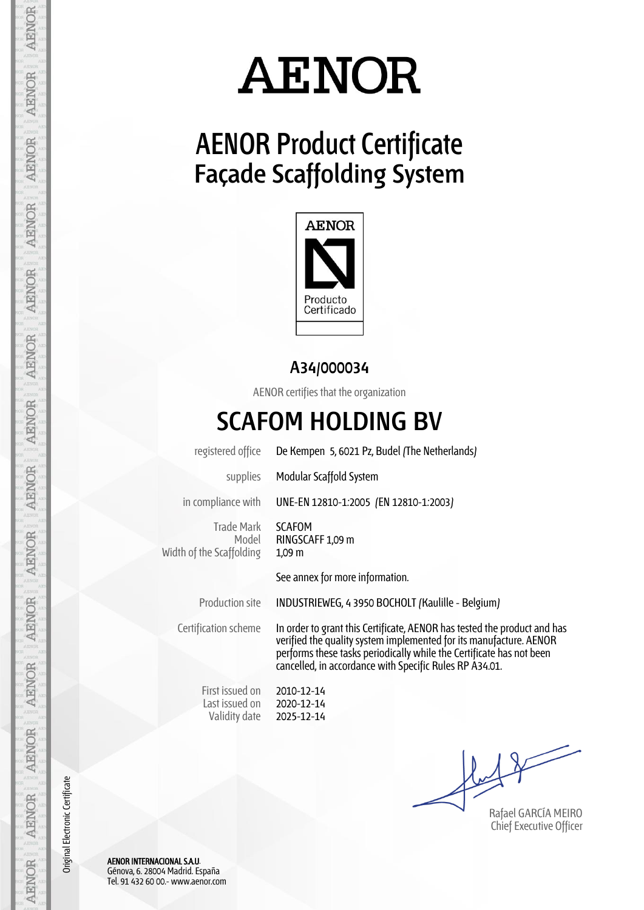# AENOR

## AENOR Product Certificate
## Façade Scaffolding System

AENOR

Producto Certificado

### A34/000034

AENOR certifies that the organization

# SCAFOM HOLDING BV

| | |
|---|---|
| registered office | De Kempen 5, 6021 Pz, Budel (The Netherlands) |
| supplies | Modular Scaffold System |
| in compliance with | UNE-EN 12810-1:2005 (EN 12810-1:2003) |
| Trade Mark | SCAFOM |
| Model | RINGSCAFF 1,09 m |
| Width of the Scaffolding | 1,09 m |
| | See annex for more information. |
| Production site | INDUSTRIEWEG, 4 3950 BOCHOLT (Kaulille - Belgium) |
| Certification scheme | In order to grant this Certificate, AENOR has tested the product and has verified the quality system implemented for its manufacture. AENOR performs these tasks periodically while the Certificate has not been cancelled, in accordance with Specific Rules RP A34.01. |
| First issued on | 2010-12-14 |
| Last issued on | 2020-12-14 |
| Validity date | 2025-12-14 |

Rafael GARCÍA MEIRO
Chief Executive Officer

Original Electronic Certificate

**AENOR INTERNACIONAL S.A.U.**
Génova, 6. 28004 Madrid. España
Tel. 91 432 60 00.- www.aenor.com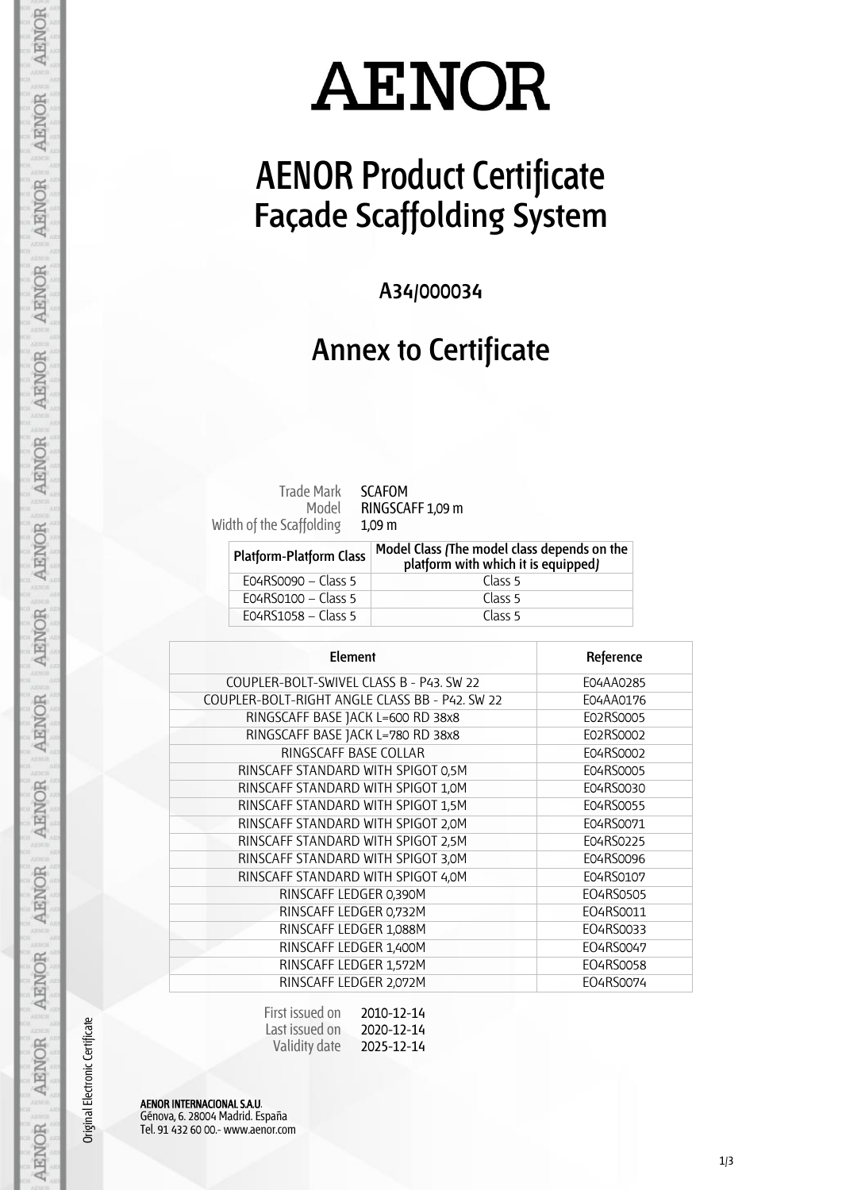# AENOR

# AENOR Product Certificate
## Façade Scaffolding System

### A34/000034

## Annex to Certificate

Trade Mark SCAFOM
Model RINGSCAFF 1,09 m
Width of the Scaffolding 1,09 m

| Platform-Platform Class | Model Class (The model class depends on the platform with which it is equipped) |
|---|---|
| E04RS0090 – Class 5 | Class 5 |
| E04RS0100 – Class 5 | Class 5 |
| E04RS1058 – Class 5 | Class 5 |

| Element | Reference |
|---|---|
| COUPLER-BOLT-SWIVEL CLASS B - P43. SW 22 | E04AA0285 |
| COUPLER-BOLT-RIGHT ANGLE CLASS BB - P42. SW 22 | E04AA0176 |
| RINGSCAFF BASE JACK L=600 RD 38x8 | E02RS0005 |
| RINGSCAFF BASE JACK L=780 RD 38x8 | E02RS0002 |
| RINGSCAFF BASE COLLAR | E04RS0002 |
| RINSCAFF STANDARD WITH SPIGOT 0,5M | E04RS0005 |
| RINSCAFF STANDARD WITH SPIGOT 1,0M | E04RS0030 |
| RINSCAFF STANDARD WITH SPIGOT 1,5M | E04RS0055 |
| RINSCAFF STANDARD WITH SPIGOT 2,0M | E04RS0071 |
| RINSCAFF STANDARD WITH SPIGOT 2,5M | E04RS0225 |
| RINSCAFF STANDARD WITH SPIGOT 3,0M | E04RS0096 |
| RINSCAFF STANDARD WITH SPIGOT 4,0M | E04RS0107 |
| RINSCAFF LEDGER 0,390M | EO4RS0505 |
| RINSCAFF LEDGER 0,732M | EO4RS0011 |
| RINSCAFF LEDGER 1,088M | EO4RS0033 |
| RINSCAFF LEDGER 1,400M | EO4RS0047 |
| RINSCAFF LEDGER 1,572M | EO4RS0058 |
| RINSCAFF LEDGER 2,072M | EO4RS0074 |

First issued on 2010-12-14
Last issued on 2020-12-14
Validity date 2025-12-14

Original Electronic Certificate

**AENOR INTERNACIONAL S.A.U.**
Génova, 6. 28004 Madrid. España
Tel. 91 432 60 00.- www.aenor.com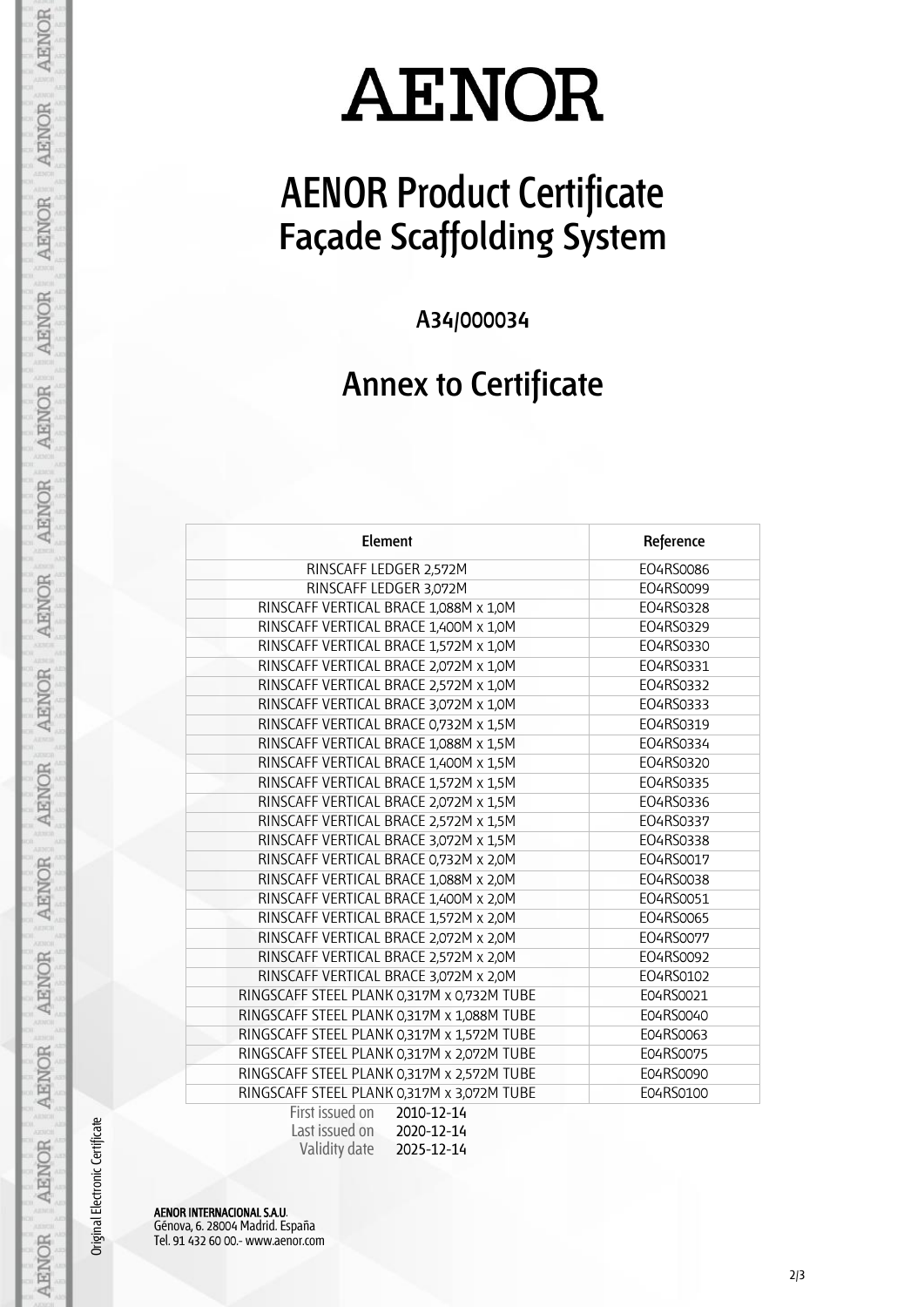# AENOR

# AENOR Product Certificate
## Façade Scaffolding System

A34/000034

## Annex to Certificate

| Element | Reference |
|---|---|
| RINSCAFF LEDGER 2,572M | EO4RS0086 |
| RINSCAFF LEDGER 3,072M | EO4RS0099 |
| RINSCAFF VERTICAL BRACE 1,088M x 1,0M | EO4RS0328 |
| RINSCAFF VERTICAL BRACE 1,400M x 1,0M | EO4RS0329 |
| RINSCAFF VERTICAL BRACE 1,572M x 1,0M | EO4RS0330 |
| RINSCAFF VERTICAL BRACE 2,072M x 1,0M | EO4RS0331 |
| RINSCAFF VERTICAL BRACE 2,572M x 1,0M | EO4RS0332 |
| RINSCAFF VERTICAL BRACE 3,072M x 1,0M | EO4RS0333 |
| RINSCAFF VERTICAL BRACE 0,732M x 1,5M | EO4RS0319 |
| RINSCAFF VERTICAL BRACE 1,088M x 1,5M | EO4RS0334 |
| RINSCAFF VERTICAL BRACE 1,400M x 1,5M | EO4RS0320 |
| RINSCAFF VERTICAL BRACE 1,572M x 1,5M | EO4RS0335 |
| RINSCAFF VERTICAL BRACE 2,072M x 1,5M | EO4RS0336 |
| RINSCAFF VERTICAL BRACE 2,572M x 1,5M | EO4RS0337 |
| RINSCAFF VERTICAL BRACE 3,072M x 1,5M | EO4RS0338 |
| RINSCAFF VERTICAL BRACE 0,732M x 2,0M | EO4RS0017 |
| RINSCAFF VERTICAL BRACE 1,088M x 2,0M | EO4RS0038 |
| RINSCAFF VERTICAL BRACE 1,400M x 2,0M | EO4RS0051 |
| RINSCAFF VERTICAL BRACE 1,572M x 2,0M | EO4RS0065 |
| RINSCAFF VERTICAL BRACE 2,072M x 2,0M | EO4RS0077 |
| RINSCAFF VERTICAL BRACE 2,572M x 2,0M | EO4RS0092 |
| RINSCAFF VERTICAL BRACE 3,072M x 2,0M | EO4RS0102 |
| RINGSCAFF STEEL PLANK 0,317M x 0,732M TUBE | E04RS0021 |
| RINGSCAFF STEEL PLANK 0,317M x 1,088M TUBE | E04RS0040 |
| RINGSCAFF STEEL PLANK 0,317M x 1,572M TUBE | E04RS0063 |
| RINGSCAFF STEEL PLANK 0,317M x 2,072M TUBE | E04RS0075 |
| RINGSCAFF STEEL PLANK 0,317M x 2,572M TUBE | E04RS0090 |
| RINGSCAFF STEEL PLANK 0,317M x 3,072M TUBE | E04RS0100 |

First issued on 2010-12-14
Last issued on 2020-12-14
Validity date 2025-12-14

**AENOR INTERNACIONAL S.A.U.**
Génova, 6. 28004 Madrid. España
Tel. 91 432 60 00.- www.aenor.com

Original Electronic Certificate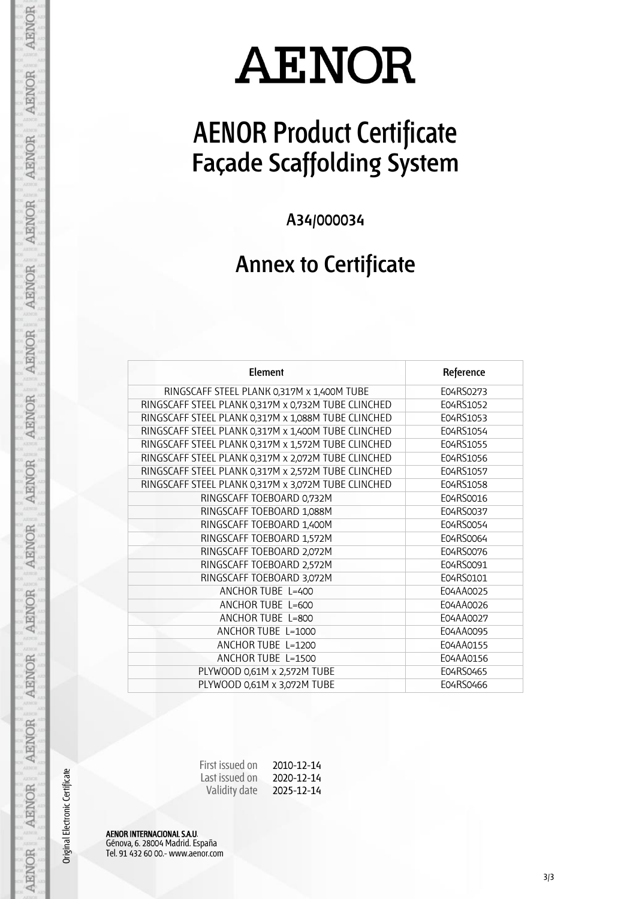# AENOR

# AENOR Product Certificate
## Façade Scaffolding System

A34/000034

## Annex to Certificate

| Element | Reference |
|---|---|
| RINGSCAFF STEEL PLANK 0,317M x 1,400M TUBE | E04RS0273 |
| RINGSCAFF STEEL PLANK 0,317M x 0,732M TUBE CLINCHED | E04RS1052 |
| RINGSCAFF STEEL PLANK 0,317M x 1,088M TUBE CLINCHED | E04RS1053 |
| RINGSCAFF STEEL PLANK 0,317M x 1,400M TUBE CLINCHED | E04RS1054 |
| RINGSCAFF STEEL PLANK 0,317M x 1,572M TUBE CLINCHED | E04RS1055 |
| RINGSCAFF STEEL PLANK 0,317M x 2,072M TUBE CLINCHED | E04RS1056 |
| RINGSCAFF STEEL PLANK 0,317M x 2,572M TUBE CLINCHED | E04RS1057 |
| RINGSCAFF STEEL PLANK 0,317M x 3,072M TUBE CLINCHED | E04RS1058 |
| RINGSCAFF TOEBOARD 0,732M | E04RS0016 |
| RINGSCAFF TOEBOARD 1,088M | E04RS0037 |
| RINGSCAFF TOEBOARD 1,400M | E04RS0054 |
| RINGSCAFF TOEBOARD 1,572M | E04RS0064 |
| RINGSCAFF TOEBOARD 2,072M | E04RS0076 |
| RINGSCAFF TOEBOARD 2,572M | E04RS0091 |
| RINGSCAFF TOEBOARD 3,072M | E04RS0101 |
| ANCHOR TUBE L=400 | E04AA0025 |
| ANCHOR TUBE L=600 | E04AA0026 |
| ANCHOR TUBE L=800 | E04AA0027 |
| ANCHOR TUBE L=1000 | E04AA0095 |
| ANCHOR TUBE L=1200 | E04AA0155 |
| ANCHOR TUBE L=1500 | E04AA0156 |
| PLYWOOD 0,61M x 2,572M TUBE | E04RS0465 |
| PLYWOOD 0,61M x 3,072M TUBE | E04RS0466 |

First issued on 2010-12-14
Last issued on 2020-12-14
Validity date 2025-12-14

Original Electronic Certificate

**AENOR INTERNACIONAL S.A.U.**
Génova, 6. 28004 Madrid. España
Tel. 91 432 60 00.- www.aenor.com